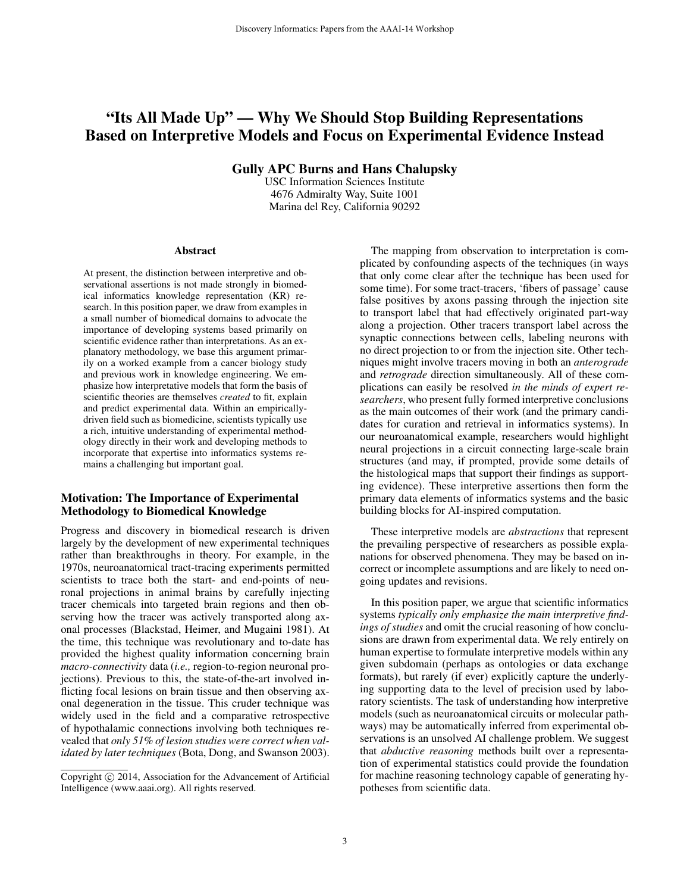# “Its All Made Up” — Why We Should Stop Building Representations Based on Interpretive Models and Focus on Experimental Evidence Instead

**Gully APC Burns and Hans Chalupsky**

USC Information Sciences Institute
4676 Admiralty Way, Suite 1001
Marina del Rey, California 90292

### Abstract

At present, the distinction between interpretive and observational assertions is not made strongly in biomedical informatics knowledge representation (KR) research. In this position paper, we draw from examples in a small number of biomedical domains to advocate the importance of developing systems based primarily on scientific evidence rather than interpretations. As an explanatory methodology, we base this argument primarily on a worked example from a cancer biology study and previous work in knowledge engineering. We emphasize how interpretative models that form the basis of scientific theories are themselves *created* to fit, explain and predict experimental data. Within an empirically-driven field such as biomedicine, scientists typically use a rich, intuitive understanding of experimental methodology directly in their work and developing methods to incorporate that expertise into informatics systems remains a challenging but important goal.

## Motivation: The Importance of Experimental Methodology to Biomedical Knowledge

Progress and discovery in biomedical research is driven largely by the development of new experimental techniques rather than breakthroughs in theory. For example, in the 1970s, neuroanatomical tract-tracing experiments permitted scientists to trace both the start- and end-points of neuronal projections in animal brains by carefully injecting tracer chemicals into targeted brain regions and then observing how the tracer was actively transported along axonal processes (Blackstad, Heimer, and Mugaini 1981). At the time, this technique was revolutionary and to-date has provided the highest quality information concerning brain *macro-connectivity* data (*i.e.,* region-to-region neuronal projections). Previous to this, the state-of-the-art involved inflicting focal lesions on brain tissue and then observing axonal degeneration in the tissue. This cruder technique was widely used in the field and a comparative retrospective of hypothalamic connections involving both techniques revealed that *only 51% of lesion studies were correct when validated by later techniques* (Bota, Dong, and Swanson 2003).

The mapping from observation to interpretation is complicated by confounding aspects of the techniques (in ways that only come clear after the technique has been used for some time). For some tract-tracers, ‘fibers of passage’ cause false positives by axons passing through the injection site to transport label that had effectively originated part-way along a projection. Other tracers transport label across the synaptic connections between cells, labeling neurons with no direct projection to or from the injection site. Other techniques might involve tracers moving in both an *anterograde* and *retrograde* direction simultaneously. All of these complications can easily be resolved *in the minds of expert researchers*, who present fully formed interpretive conclusions as the main outcomes of their work (and the primary candidates for curation and retrieval in informatics systems). In our neuroanatomical example, researchers would highlight neural projections in a circuit connecting large-scale brain structures (and may, if prompted, provide some details of the histological maps that support their findings as supporting evidence). These interpretive assertions then form the primary data elements of informatics systems and the basic building blocks for AI-inspired computation.

These interpretive models are *abstractions* that represent the prevailing perspective of researchers as possible explanations for observed phenomena. They may be based on incorrect or incomplete assumptions and are likely to need ongoing updates and revisions.

In this position paper, we argue that scientific informatics systems *typically only emphasize the main interpretive findings of studies* and omit the crucial reasoning of how conclusions are drawn from experimental data. We rely entirely on human expertise to formulate interpretive models within any given subdomain (perhaps as ontologies or data exchange formats), but rarely (if ever) explicitly capture the underlying supporting data to the level of precision used by laboratory scientists. The task of understanding how interpretive models (such as neuroanatomical circuits or molecular pathways) may be automatically inferred from experimental observations is an unsolved AI challenge problem. We suggest that *abductive reasoning* methods built over a representation of experimental statistics could provide the foundation for machine reasoning technology capable of generating hypotheses from scientific data.

Copyright © 2014, Association for the Advancement of Artificial Intelligence (www.aaai.org). All rights reserved.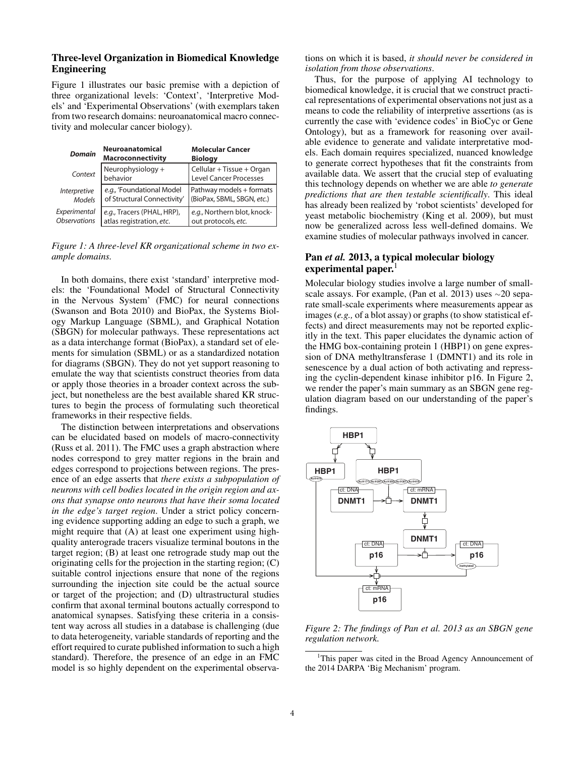## Three-level Organization in Biomedical Knowledge Engineering

Figure 1 illustrates our basic premise with a depiction of three organizational levels: 'Context', 'Interpretive Models' and 'Experimental Observations' (with exemplars taken from two research domains: neuroanatomical macro connectivity and molecular cancer biology).

| *Domain* | Neuroanatomical Macroconnectivity | Molecular Cancer Biology |
|---|---|---|
| *Context* | Neurophysiology + behavior | Cellular + Tissue + Organ Level Cancer Processes |
| *Interpretive Models* | *e.g.,* 'Foundational Model of Structural Connectivity' | Pathway models + formats (BioPax, SBML, SBGN, *etc.*) |
| *Experimental Observations* | *e.g.,* Tracers (PHAL, HRP), atlas registration, *etc.* | *e.g.,* Northern blot, knock-out protocols, *etc.* |

*Figure 1: A three-level KR organizational scheme in two example domains.*

In both domains, there exist 'standard' interpretive models: the 'Foundational Model of Structural Connectivity in the Nervous System' (FMC) for neural connections (Swanson and Bota 2010) and BioPax, the Systems Biology Markup Language (SBML), and Graphical Notation (SBGN) for molecular pathways. These representations act as a data interchange format (BioPax), a standard set of elements for simulation (SBML) or as a standardized notation for diagrams (SBGN). They do not yet support reasoning to emulate the way that scientists construct theories from data or apply those theories in a broader context across the subject, but nonetheless are the best available shared KR structures to begin the process of formulating such theoretical frameworks in their respective fields.

The distinction between interpretations and observations can be elucidated based on models of macro-connectivity (Russ et al. 2011). The FMC uses a graph abstraction where nodes correspond to grey matter regions in the brain and edges correspond to projections between regions. The presence of an edge asserts that *there exists a subpopulation of neurons with cell bodies located in the origin region and axons that synapse onto neurons that have their soma located in the edge's target region*. Under a strict policy concerning evidence supporting adding an edge to such a graph, we might require that (A) at least one experiment using high-quality anterograde tracers visualize terminal boutons in the target region; (B) at least one retrograde study map out the originating cells for the projection in the starting region; (C) suitable control injections ensure that none of the regions surrounding the injection site could be the actual source or target of the projection; and (D) ultrastructural studies confirm that axonal terminal boutons actually correspond to anatomical synapses. Satisfying these criteria in a consistent way across all studies in a database is challenging (due to data heterogeneity, variable standards of reporting and the effort required to curate published information to such a high standard). Therefore, the presence of an edge in an FMC model is so highly dependent on the experimental observations on which it is based, *it should never be considered in isolation from those observations*.

Thus, for the purpose of applying AI technology to biomedical knowledge, it is crucial that we construct practical representations of experimental observations not just as a means to code the reliability of interpretive assertions (as is currently the case with 'evidence codes' in BioCyc or Gene Ontology), but as a framework for reasoning over available evidence to generate and validate interpretative models. Each domain requires specialized, nuanced knowledge to generate correct hypotheses that fit the constraints from available data. We assert that the crucial step of evaluating this technology depends on whether we are able *to generate predictions that are then testable scientifically*. This ideal has already been realized by 'robot scientists' developed for yeast metabolic biochemistry (King et al. 2009), but must now be generalized across less well-defined domains. We examine studies of molecular pathways involved in cancer.

## Pan *et al.* 2013, a typical molecular biology experimental paper.[1]

Molecular biology studies involve a large number of small-scale assays. For example, (Pan et al. 2013) uses ~20 separate small-scale experiments where measurements appear as images (*e.g.,* of a blot assay) or graphs (to show statistical effects) and direct measurements may not be reported explicitly in the text. This paper elucidates the dynamic action of the HMG box-containing protein 1 (HBP1) on gene expression of DNA methyltransferase 1 (DMNT1) and its role in senescence by a dual action of both activating and repressing the cyclin-dependent kinase inhibitor p16. In Figure 2, we render the paper's main summary as an SBGN gene regulation diagram based on our understanding of the paper's findings.

*Figure 2: The findings of Pan et al. 2013 as an SBGN gene regulation network.*

[1] This paper was cited in the Broad Agency Announcement of the 2014 DARPA 'Big Mechanism' program.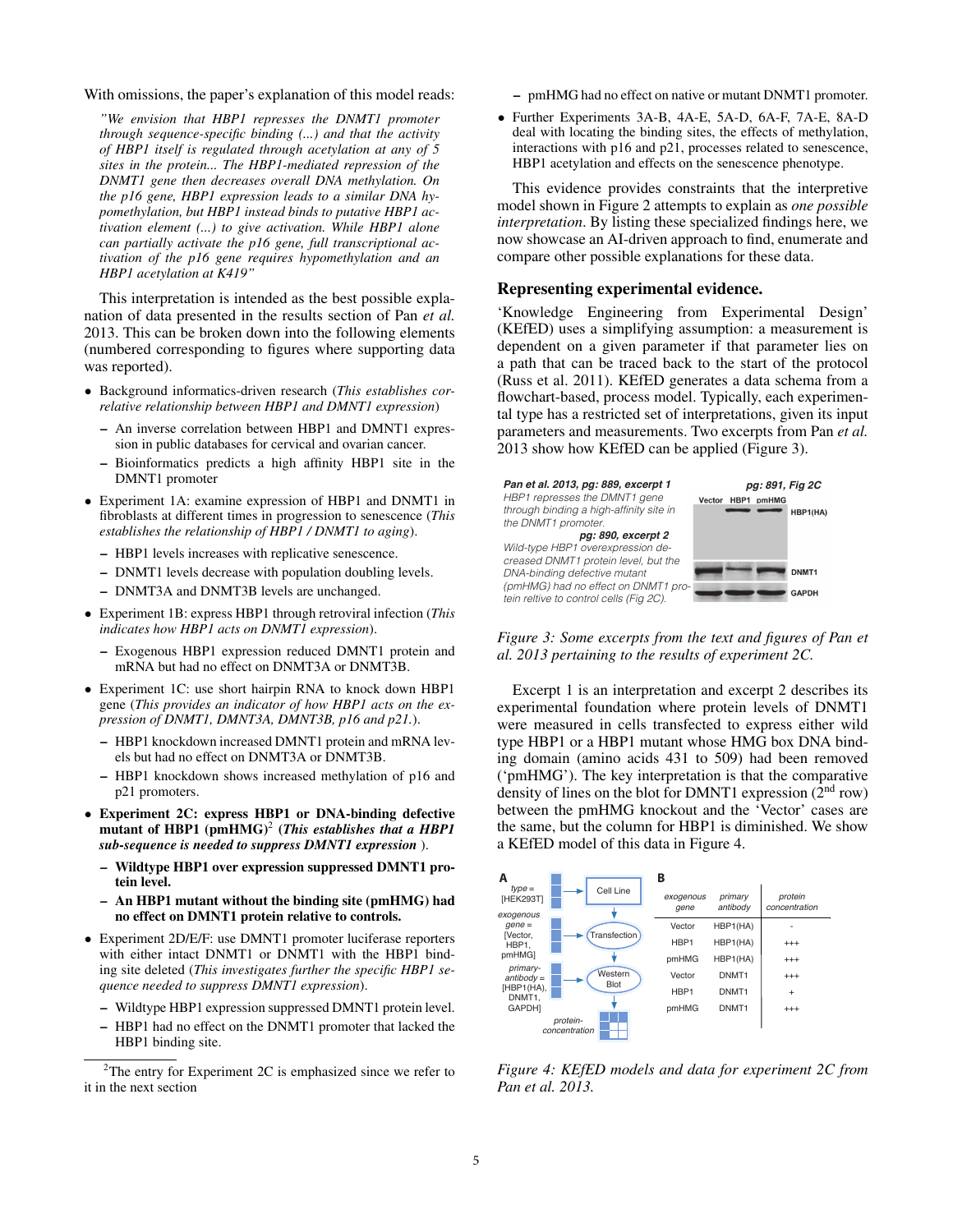With omissions, the paper's explanation of this model reads:

> *"We envision that HBP1 represses the DNMT1 promoter through sequence-specific binding (...) and that the activity of HBP1 itself is regulated through acetylation at any of 5 sites in the protein... The HBP1-mediated repression of the DNMT1 gene then decreases overall DNA methylation. On the p16 gene, HBP1 expression leads to a similar DNA hypomethylation, but HBP1 instead binds to putative HBP1 activation element (...) to give activation. While HBP1 alone can partially activate the p16 gene, full transcriptional activation of the p16 gene requires hypomethylation and an HBP1 acetylation at K419"*

This interpretation is intended as the best possible explanation of data presented in the results section of Pan *et al.* 2013. This can be broken down into the following elements (numbered corresponding to figures where supporting data was reported).

- Background informatics-driven research (*This establishes correlative relationship between HBP1 and DMNT1 expression*)
  - An inverse correlation between HBP1 and DMNT1 expression in public databases for cervical and ovarian cancer.
  - Bioinformatics predicts a high affinity HBP1 site in the DMNT1 promoter
- Experiment 1A: examine expression of HBP1 and DNMT1 in fibroblasts at different times in progression to senescence (*This establishes the relationship of HBP1 / DNMT1 to aging*).
  - HBP1 levels increases with replicative senescence.
  - DNMT1 levels decrease with population doubling levels.
  - DNMT3A and DNMT3B levels are unchanged.
- Experiment 1B: express HBP1 through retroviral infection (*This indicates how HBP1 acts on DNMT1 expression*).
  - Exogenous HBP1 expression reduced DMNT1 protein and mRNA but had no effect on DNMT3A or DNMT3B.
- Experiment 1C: use short hairpin RNA to knock down HBP1 gene (*This provides an indicator of how HBP1 acts on the expression of DNMT1, DMNT3A, DNMT3B, p16 and p21.*).
  - HBP1 knockdown increased DMNT1 protein and mRNA levels but had no effect on DNMT3A or DNMT3B.
  - HBP1 knockdown shows increased methylation of p16 and p21 promoters.
- **Experiment 2C: express HBP1 or DNA-binding defective mutant of HBP1 (pmHMG)[2] (*This establishes that a HBP1 sub-sequence is needed to suppress DMNT1 expression* ).**
  - **Wildtype HBP1 over expression suppressed DMNT1 protein level.**
  - **An HBP1 mutant without the binding site (pmHMG) had no effect on DMNT1 protein relative to controls.**
- Experiment 2D/E/F: use DMNT1 promoter luciferase reporters with either intact DNMT1 or DNMT1 with the HBP1 binding site deleted (*This investigates further the specific HBP1 sequence needed to suppress DMNT1 expression*).
  - Wildtype HBP1 expression suppressed DMNT1 protein level.
  - HBP1 had no effect on the DNMT1 promoter that lacked the HBP1 binding site.
  - pmHMG had no effect on native or mutant DNMT1 promoter.
- Further Experiments 3A-B, 4A-E, 5A-D, 6A-F, 7A-E, 8A-D deal with locating the binding sites, the effects of methylation, interactions with p16 and p21, processes related to senescence, HBP1 acetylation and effects on the senescence phenotype.

[2]The entry for Experiment 2C is emphasized since we refer to it in the next section

This evidence provides constraints that the interpretive model shown in Figure 2 attempts to explain as *one possible interpretation*. By listing these specialized findings here, we now showcase an AI-driven approach to find, enumerate and compare other possible explanations for these data.

## Representing experimental evidence.

'Knowledge Engineering from Experimental Design' (KEfED) uses a simplifying assumption: a measurement is dependent on a given parameter if that parameter lies on a path that can be traced back to the start of the protocol (Russ et al. 2011). KEfED generates a data schema from a flowchart-based, process model. Typically, each experimental type has a restricted set of interpretations, given its input parameters and measurements. Two excerpts from Pan *et al.* 2013 show how KEfED can be applied (Figure 3).

**Pan et al. 2013, pg: 889, excerpt 1**
*HBP1 represses the DMNT1 gene through binding a high-affinity site in the DNMT1 promoter.*

**pg: 890, excerpt 2**
*Wild-type HBP1 overexpression decreased DNMT1 protein level, but the DNA-binding defective mutant (pmHMG) had no effect on DNMT1 protein reltive to control cells (Fig 2C).*

**pg: 891, Fig 2C**

*Figure 3: Some excerpts from the text and figures of Pan et al. 2013 pertaining to the results of experiment 2C.*

Excerpt 1 is an interpretation and excerpt 2 describes its experimental foundation where protein levels of DNMT1 were measured in cells transfected to express either wild type HBP1 or a HBP1 mutant whose HMG box DNA binding domain (amino acids 431 to 509) had been removed ('pmHMG'). The key interpretation is that the comparative density of lines on the blot for DMNT1 expression (2[nd] row) between the pmHMG knockout and the 'Vector' cases are the same, but the column for HBP1 is diminished. We show a KEfED model of this data in Figure 4.

**A**

type = [HEK293T] → Cell Line
exogenous gene = [Vector, HBP1, pmHMG] → Transfection
primary-antibody = [HBP1(HA), DNMT1, GAPDH] → Western Blot
→ protein-concentration

**B**

| *exogenous gene* | *primary antibody* | *protein concentration* |
|---|---|---|
| Vector | HBP1(HA) | - |
| HBP1 | HBP1(HA) | +++ |
| pmHMG | HBP1(HA) | +++ |
| Vector | DNMT1 | +++ |
| HBP1 | DNMT1 | + |
| pmHMG | DNMT1 | +++ |

*Figure 4: KEfED models and data for experiment 2C from Pan et al. 2013.*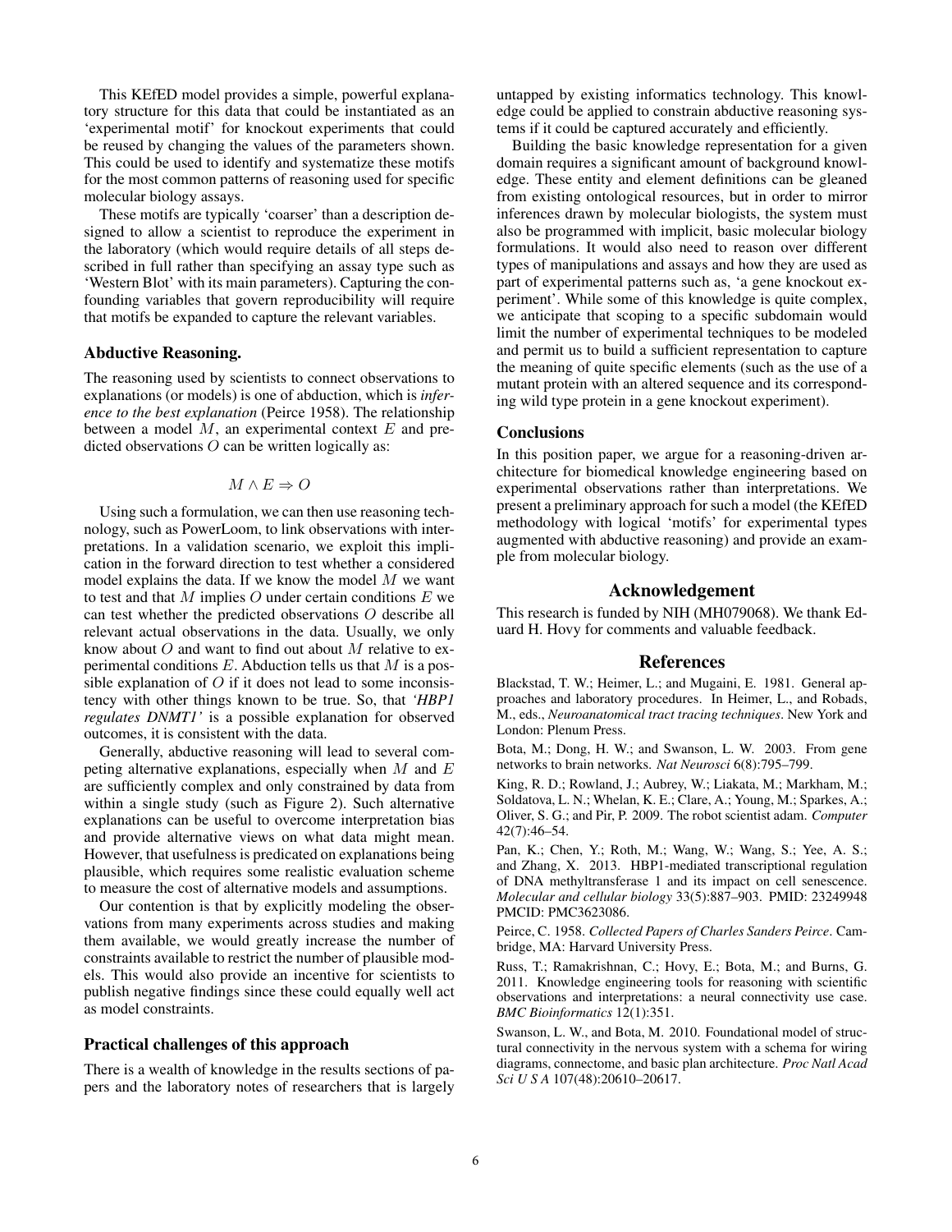This KEfED model provides a simple, powerful explanatory structure for this data that could be instantiated as an 'experimental motif' for knockout experiments that could be reused by changing the values of the parameters shown. This could be used to identify and systematize these motifs for the most common patterns of reasoning used for specific molecular biology assays.

These motifs are typically 'coarser' than a description designed to allow a scientist to reproduce the experiment in the laboratory (which would require details of all steps described in full rather than specifying an assay type such as 'Western Blot' with its main parameters). Capturing the confounding variables that govern reproducibility will require that motifs be expanded to capture the relevant variables.

### Abductive Reasoning.

The reasoning used by scientists to connect observations to explanations (or models) is one of abduction, which is *inference to the best explanation* (Peirce 1958). The relationship between a model $M$, an experimental context $E$ and predicted observations $O$ can be written logically as:

$$M \wedge E \Rightarrow O$$

Using such a formulation, we can then use reasoning technology, such as PowerLoom, to link observations with interpretations. In a validation scenario, we exploit this implication in the forward direction to test whether a considered model explains the data. If we know the model $M$ we want to test and that $M$ implies $O$ under certain conditions $E$ we can test whether the predicted observations $O$ describe all relevant actual observations in the data. Usually, we only know about $O$ and want to find out about $M$ relative to experimental conditions $E$. Abduction tells us that $M$ is a possible explanation of $O$ if it does not lead to some inconsistency with other things known to be true. So, that *'HBP1 regulates DNMT1'* is a possible explanation for observed outcomes, it is consistent with the data.

Generally, abductive reasoning will lead to several competing alternative explanations, especially when $M$ and $E$ are sufficiently complex and only constrained by data from within a single study (such as Figure 2). Such alternative explanations can be useful to overcome interpretation bias and provide alternative views on what data might mean. However, that usefulness is predicated on explanations being plausible, which requires some realistic evaluation scheme to measure the cost of alternative models and assumptions.

Our contention is that by explicitly modeling the observations from many experiments across studies and making them available, we would greatly increase the number of constraints available to restrict the number of plausible models. This would also provide an incentive for scientists to publish negative findings since these could equally well act as model constraints.

### Practical challenges of this approach

There is a wealth of knowledge in the results sections of papers and the laboratory notes of researchers that is largely untapped by existing informatics technology. This knowledge could be applied to constrain abductive reasoning systems if it could be captured accurately and efficiently.

Building the basic knowledge representation for a given domain requires a significant amount of background knowledge. These entity and element definitions can be gleaned from existing ontological resources, but in order to mirror inferences drawn by molecular biologists, the system must also be programmed with implicit, basic molecular biology formulations. It would also need to reason over different types of manipulations and assays and how they are used as part of experimental patterns such as, 'a gene knockout experiment'. While some of this knowledge is quite complex, we anticipate that scoping to a specific subdomain would limit the number of experimental techniques to be modeled and permit us to build a sufficient representation to capture the meaning of quite specific elements (such as the use of a mutant protein with an altered sequence and its corresponding wild type protein in a gene knockout experiment).

### Conclusions

In this position paper, we argue for a reasoning-driven architecture for biomedical knowledge engineering based on experimental observations rather than interpretations. We present a preliminary approach for such a model (the KEfED methodology with logical 'motifs' for experimental types augmented with abductive reasoning) and provide an example from molecular biology.

## Acknowledgement

This research is funded by NIH (MH079068). We thank Eduard H. Hovy for comments and valuable feedback.

## References

Blackstad, T. W.; Heimer, L.; and Mugaini, E. 1981. General approaches and laboratory procedures. In Heimer, L., and Robads, M., eds., *Neuroanatomical tract tracing techniques*. New York and London: Plenum Press.

Bota, M.; Dong, H. W.; and Swanson, L. W. 2003. From gene networks to brain networks. *Nat Neurosci* 6(8):795–799.

King, R. D.; Rowland, J.; Aubrey, W.; Liakata, M.; Markham, M.; Soldatova, L. N.; Whelan, K. E.; Clare, A.; Young, M.; Sparkes, A.; Oliver, S. G.; and Pir, P. 2009. The robot scientist adam. *Computer* 42(7):46–54.

Pan, K.; Chen, Y.; Roth, M.; Wang, W.; Wang, S.; Yee, A. S.; and Zhang, X. 2013. HBP1-mediated transcriptional regulation of DNA methyltransferase 1 and its impact on cell senescence. *Molecular and cellular biology* 33(5):887–903. PMID: 23249948 PMCID: PMC3623086.

Peirce, C. 1958. *Collected Papers of Charles Sanders Peirce*. Cambridge, MA: Harvard University Press.

Russ, T.; Ramakrishnan, C.; Hovy, E.; Bota, M.; and Burns, G. 2011. Knowledge engineering tools for reasoning with scientific observations and interpretations: a neural connectivity use case. *BMC Bioinformatics* 12(1):351.

Swanson, L. W., and Bota, M. 2010. Foundational model of structural connectivity in the nervous system with a schema for wiring diagrams, connectome, and basic plan architecture. *Proc Natl Acad Sci U S A* 107(48):20610–20617.